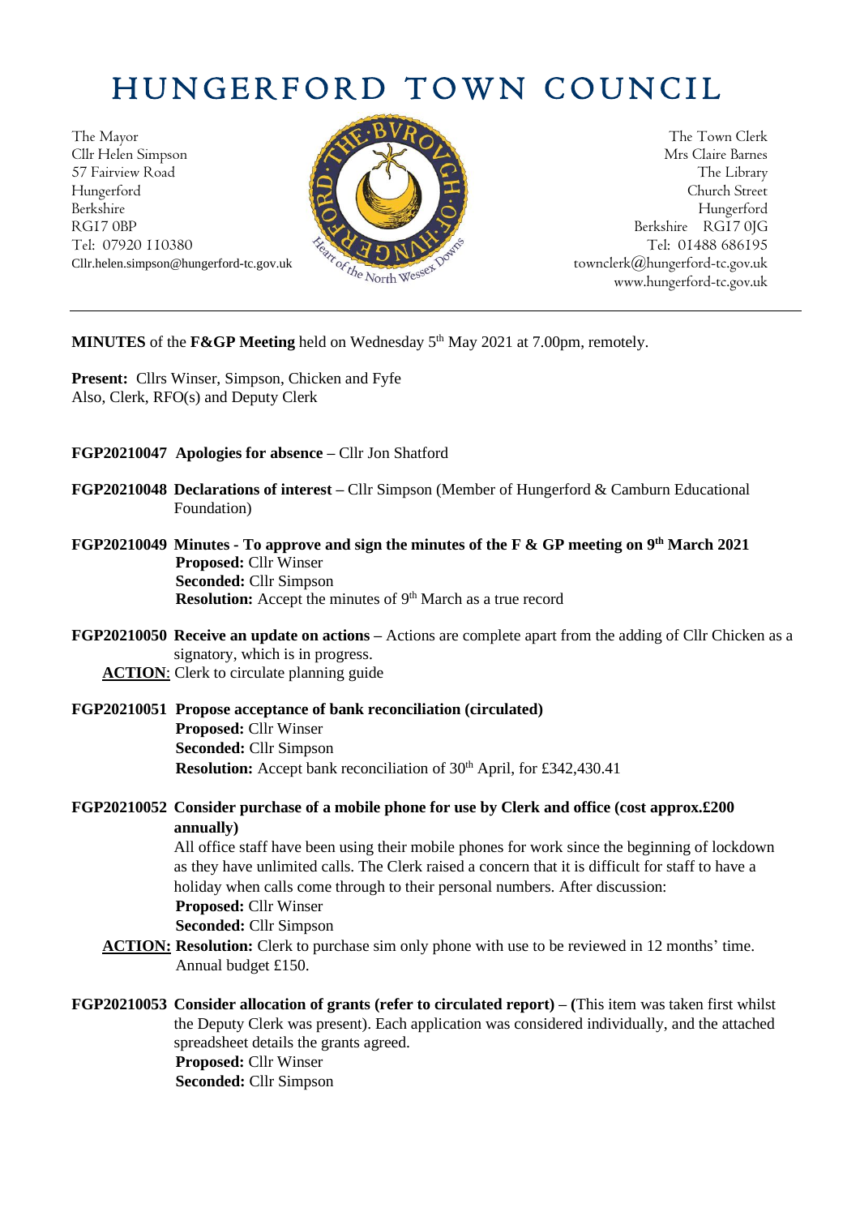# HUNGERFORD TOWN COUNCIL

The Mayor
Cllr Helen Simpson
57 Fairview Road
Hungerford
Berkshire
RG17 0BP
Tel: 07920 110380
Cllr.helen.simpson@hungerford-tc.gov.uk

The Town Clerk
Mrs Claire Barnes
The Library
Church Street
Hungerford
Berkshire RG17 0JG
Tel: 01488 686195
townclerk@hungerford-tc.gov.uk
www.hungerford-tc.gov.uk

---

**MINUTES** of the **F&GP Meeting** held on Wednesday 5th May 2021 at 7.00pm, remotely.

**Present:** Cllrs Winser, Simpson, Chicken and Fyfe
Also, Clerk, RFO(s) and Deputy Clerk

**FGP20210047 Apologies for absence** – Cllr Jon Shatford

**FGP20210048 Declarations of interest** – Cllr Simpson (Member of Hungerford & Camburn Educational Foundation)

**FGP20210049 Minutes - To approve and sign the minutes of the F & GP meeting on 9th March 2021**
**Proposed:** Cllr Winser
**Seconded:** Cllr Simpson
**Resolution:** Accept the minutes of 9th March as a true record

**FGP20210050 Receive an update on actions** – Actions are complete apart from the adding of Cllr Chicken as a signatory, which is in progress.
**ACTION**: Clerk to circulate planning guide

**FGP20210051 Propose acceptance of bank reconciliation (circulated)**
**Proposed:** Cllr Winser
**Seconded:** Cllr Simpson
**Resolution:** Accept bank reconciliation of 30th April, for £342,430.41

**FGP20210052 Consider purchase of a mobile phone for use by Clerk and office (cost approx.£200 annually)**
All office staff have been using their mobile phones for work since the beginning of lockdown as they have unlimited calls. The Clerk raised a concern that it is difficult for staff to have a holiday when calls come through to their personal numbers. After discussion:
**Proposed:** Cllr Winser
**Seconded:** Cllr Simpson
**ACTION: Resolution:** Clerk to purchase sim only phone with use to be reviewed in 12 months' time. Annual budget £150.

**FGP20210053 Consider allocation of grants (refer to circulated report)** – (This item was taken first whilst the Deputy Clerk was present). Each application was considered individually, and the attached spreadsheet details the grants agreed.
**Proposed:** Cllr Winser
**Seconded:** Cllr Simpson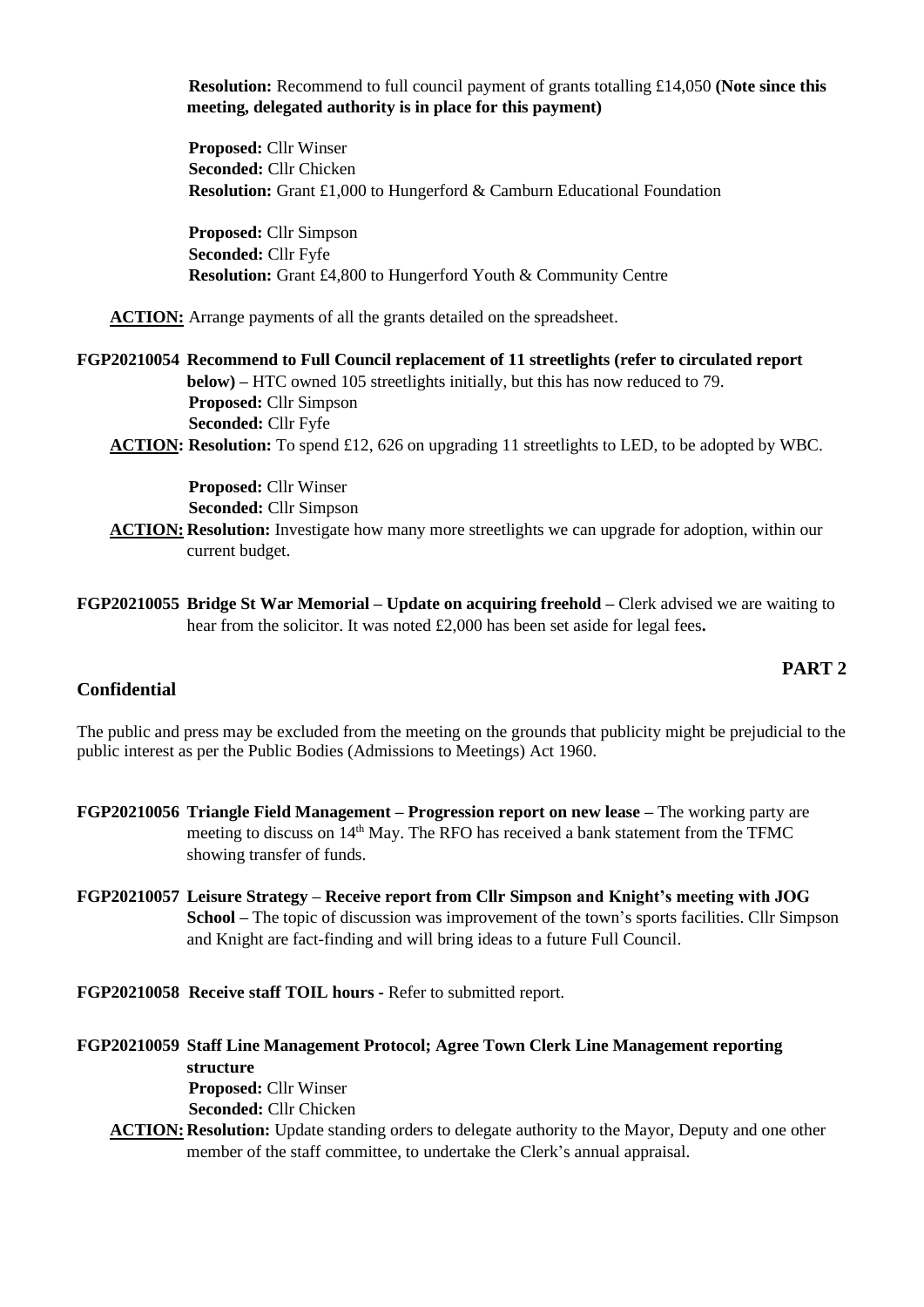**Resolution:** Recommend to full council payment of grants totalling £14,050 **(Note since this meeting, delegated authority is in place for this payment)**

**Proposed:** Cllr Winser
**Seconded:** Cllr Chicken
**Resolution:** Grant £1,000 to Hungerford & Camburn Educational Foundation

**Proposed:** Cllr Simpson
**Seconded:** Cllr Fyfe
**Resolution:** Grant £4,800 to Hungerford Youth & Community Centre

**ACTION:** Arrange payments of all the grants detailed on the spreadsheet.

**FGP20210054 Recommend to Full Council replacement of 11 streetlights (refer to circulated report below) –** HTC owned 105 streetlights initially, but this has now reduced to 79.
**Proposed:** Cllr Simpson
**Seconded:** Cllr Fyfe
**ACTION: Resolution:** To spend £12, 626 on upgrading 11 streetlights to LED, to be adopted by WBC.

**Proposed:** Cllr Winser
**Seconded:** Cllr Simpson
**ACTION: Resolution:** Investigate how many more streetlights we can upgrade for adoption, within our current budget.

**FGP20210055 Bridge St War Memorial – Update on acquiring freehold –** Clerk advised we are waiting to hear from the solicitor. It was noted £2,000 has been set aside for legal fees**.**

**PART 2**

## Confidential

The public and press may be excluded from the meeting on the grounds that publicity might be prejudicial to the public interest as per the Public Bodies (Admissions to Meetings) Act 1960.

**FGP20210056 Triangle Field Management – Progression report on new lease –** The working party are meeting to discuss on 14th May. The RFO has received a bank statement from the TFMC showing transfer of funds.

**FGP20210057 Leisure Strategy – Receive report from Cllr Simpson and Knight's meeting with JOG School –** The topic of discussion was improvement of the town's sports facilities. Cllr Simpson and Knight are fact-finding and will bring ideas to a future Full Council.

**FGP20210058 Receive staff TOIL hours -** Refer to submitted report.

**FGP20210059 Staff Line Management Protocol; Agree Town Clerk Line Management reporting structure**
**Proposed:** Cllr Winser
**Seconded:** Cllr Chicken
**ACTION: Resolution:** Update standing orders to delegate authority to the Mayor, Deputy and one other member of the staff committee, to undertake the Clerk's annual appraisal.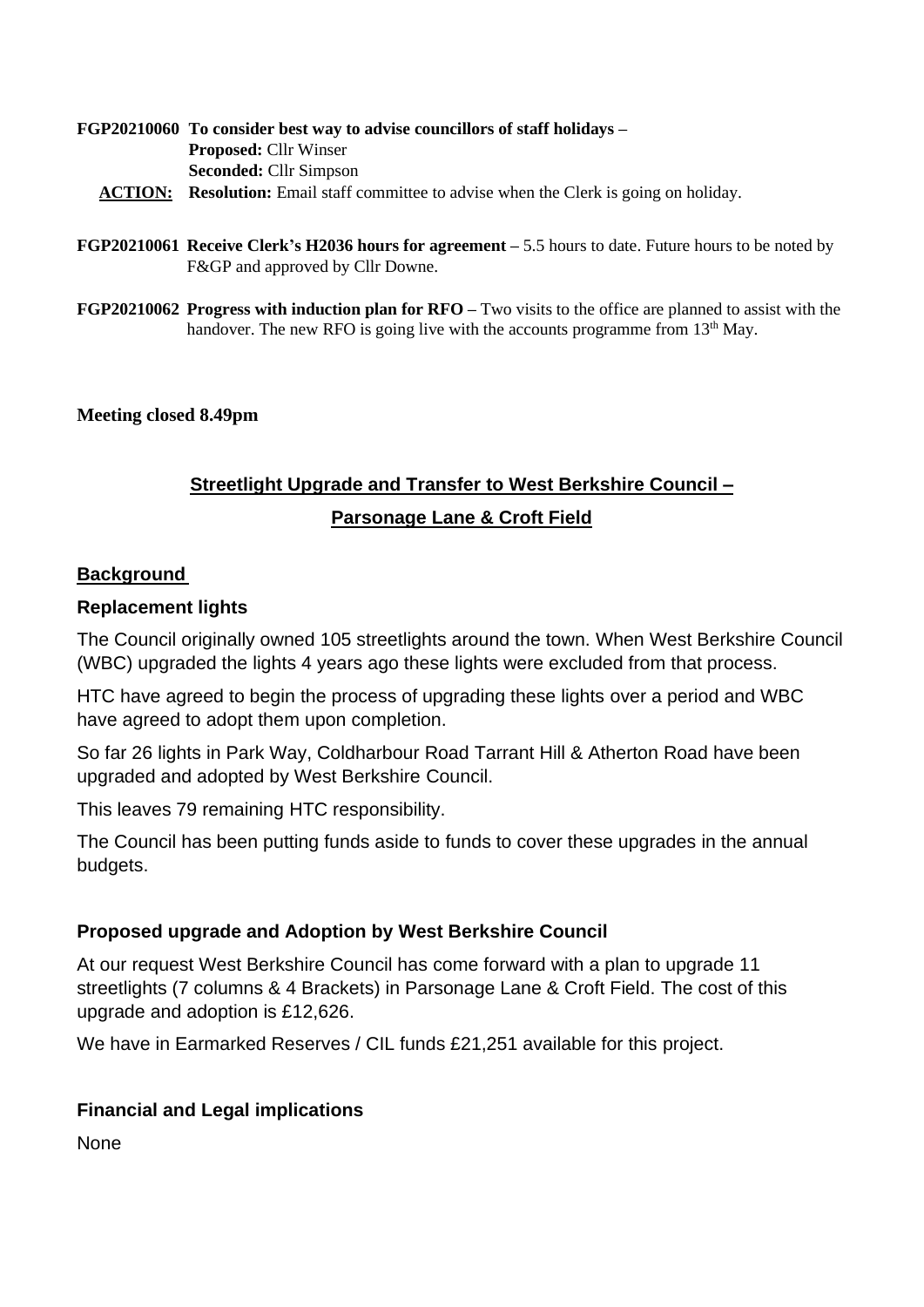**FGP20210060 To consider best way to advise councillors of staff holidays –**
**Proposed:** Cllr Winser
**Seconded:** Cllr Simpson

**ACTION:** **Resolution:** Email staff committee to advise when the Clerk is going on holiday.

**FGP20210061 Receive Clerk's H2036 hours for agreement –** 5.5 hours to date. Future hours to be noted by F&GP and approved by Cllr Downe.

**FGP20210062 Progress with induction plan for RFO –** Two visits to the office are planned to assist with the handover. The new RFO is going live with the accounts programme from 13th May.

**Meeting closed 8.49pm**

## Streetlight Upgrade and Transfer to West Berkshire Council – Parsonage Lane & Croft Field

### Background

#### Replacement lights

The Council originally owned 105 streetlights around the town. When West Berkshire Council (WBC) upgraded the lights 4 years ago these lights were excluded from that process.

HTC have agreed to begin the process of upgrading these lights over a period and WBC have agreed to adopt them upon completion.

So far 26 lights in Park Way, Coldharbour Road Tarrant Hill & Atherton Road have been upgraded and adopted by West Berkshire Council.

This leaves 79 remaining HTC responsibility.

The Council has been putting funds aside to funds to cover these upgrades in the annual budgets.

#### Proposed upgrade and Adoption by West Berkshire Council

At our request West Berkshire Council has come forward with a plan to upgrade 11 streetlights (7 columns & 4 Brackets) in Parsonage Lane & Croft Field. The cost of this upgrade and adoption is £12,626.

We have in Earmarked Reserves / CIL funds £21,251 available for this project.

#### Financial and Legal implications

None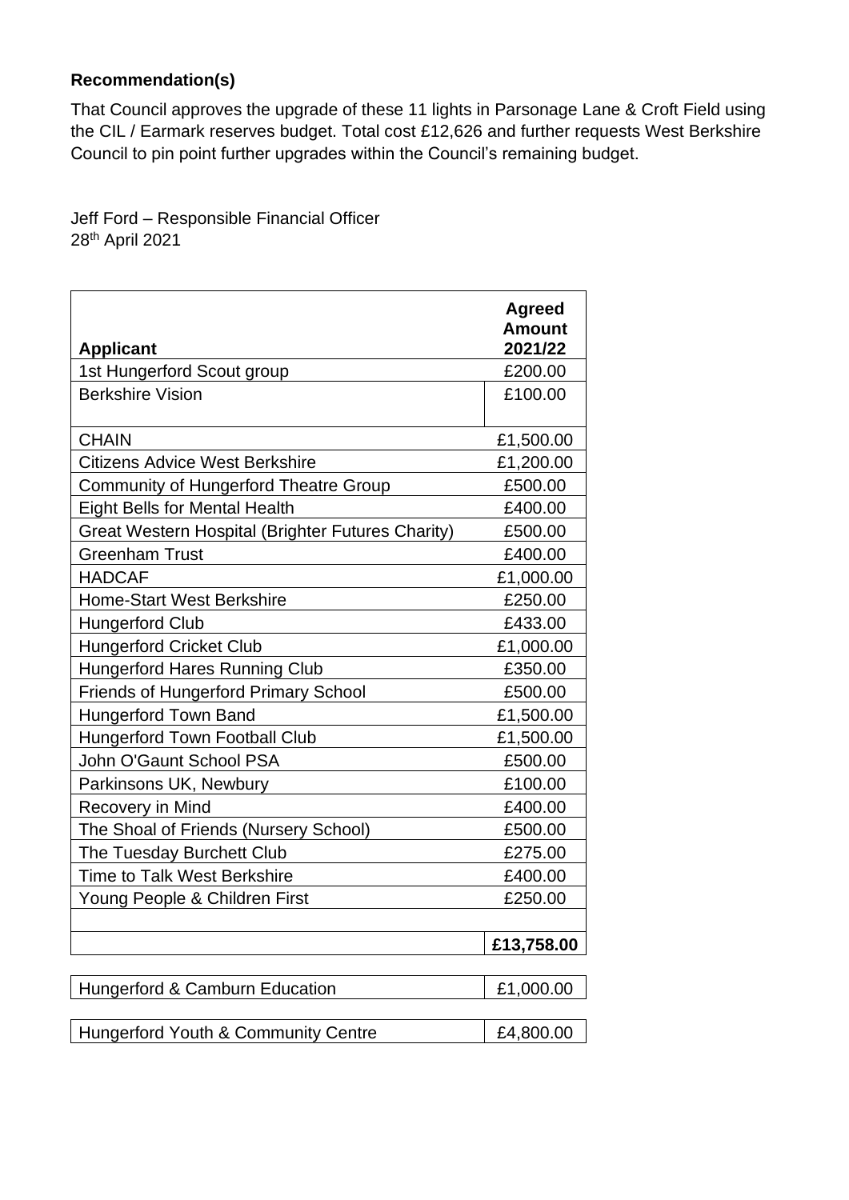**Recommendation(s)**

That Council approves the upgrade of these 11 lights in Parsonage Lane & Croft Field using the CIL / Earmark reserves budget. Total cost £12,626 and further requests West Berkshire Council to pin point further upgrades within the Council's remaining budget.

Jeff Ford – Responsible Financial Officer
28th April 2021

| Applicant | Agreed Amount 2021/22 |
|---|---|
| 1st Hungerford Scout group | £200.00 |
| Berkshire Vision | £100.00 |
| CHAIN | £1,500.00 |
| Citizens Advice West Berkshire | £1,200.00 |
| Community of Hungerford Theatre Group | £500.00 |
| Eight Bells for Mental Health | £400.00 |
| Great Western Hospital (Brighter Futures Charity) | £500.00 |
| Greenham Trust | £400.00 |
| HADCAF | £1,000.00 |
| Home-Start West Berkshire | £250.00 |
| Hungerford Club | £433.00 |
| Hungerford Cricket Club | £1,000.00 |
| Hungerford Hares Running Club | £350.00 |
| Friends of Hungerford Primary School | £500.00 |
| Hungerford Town Band | £1,500.00 |
| Hungerford Town Football Club | £1,500.00 |
| John O'Gaunt School PSA | £500.00 |
| Parkinsons UK, Newbury | £100.00 |
| Recovery in Mind | £400.00 |
| The Shoal of Friends (Nursery School) | £500.00 |
| The Tuesday Burchett Club | £275.00 |
| Time to Talk West Berkshire | £400.00 |
| Young People & Children First | £250.00 |
| | |
| | **£13,758.00** |

| | |
|---|---|
| Hungerford & Camburn Education | £1,000.00 |

| | |
|---|---|
| Hungerford Youth & Community Centre | £4,800.00 |